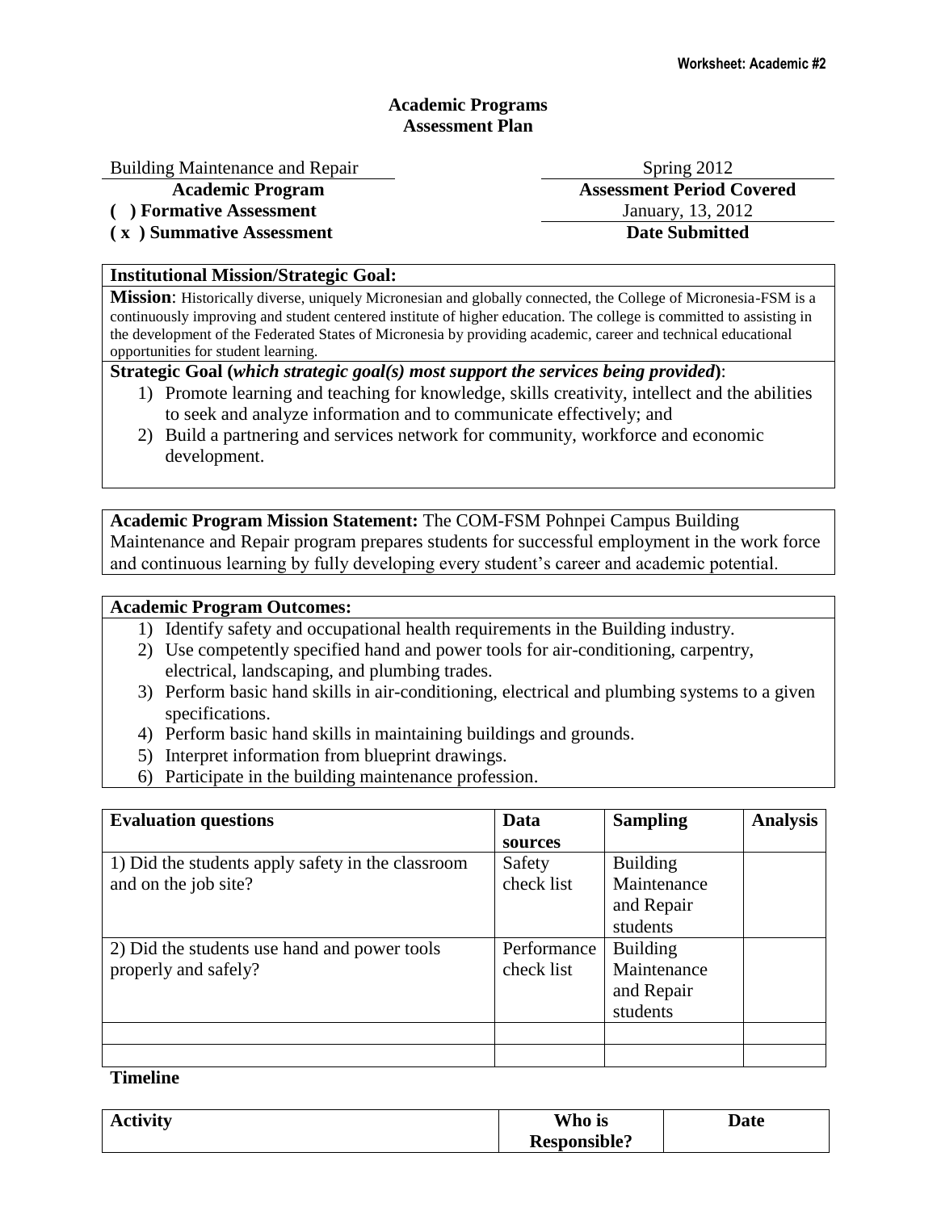Worksheet: Academic #2

# Academic Programs
# Assessment Plan

Building Maintenance and Repair
**Academic Program**

Spring 2012
**Assessment Period Covered**

**( ) Formative Assessment**
**( x ) Summative Assessment**

January, 13, 2012
**Date Submitted**

**Institutional Mission/Strategic Goal:**

**Mission**: Historically diverse, uniquely Micronesian and globally connected, the College of Micronesia-FSM is a continuously improving and student centered institute of higher education. The college is committed to assisting in the development of the Federated States of Micronesia by providing academic, career and technical educational opportunities for student learning.

**Strategic Goal (*which strategic goal(s) most support the services being provided*)**:

1) Promote learning and teaching for knowledge, skills creativity, intellect and the abilities to seek and analyze information and to communicate effectively; and
2) Build a partnering and services network for community, workforce and economic development.

**Academic Program Mission Statement:** The COM-FSM Pohnpei Campus Building Maintenance and Repair program prepares students for successful employment in the work force and continuous learning by fully developing every student's career and academic potential.

**Academic Program Outcomes:**

1) Identify safety and occupational health requirements in the Building industry.
2) Use competently specified hand and power tools for air-conditioning, carpentry, electrical, landscaping, and plumbing trades.
3) Perform basic hand skills in air-conditioning, electrical and plumbing systems to a given specifications.
4) Perform basic hand skills in maintaining buildings and grounds.
5) Interpret information from blueprint drawings.
6) Participate in the building maintenance profession.

| Evaluation questions | Data sources | Sampling | Analysis |
|---|---|---|---|
| 1) Did the students apply safety in the classroom and on the job site? | Safety check list | Building Maintenance and Repair students | |
| 2) Did the students use hand and power tools properly and safely? | Performance check list | Building Maintenance and Repair students | |
| | | | |
| | | | |

**Timeline**

| Activity | Who is Responsible? | Date |
|---|---|---|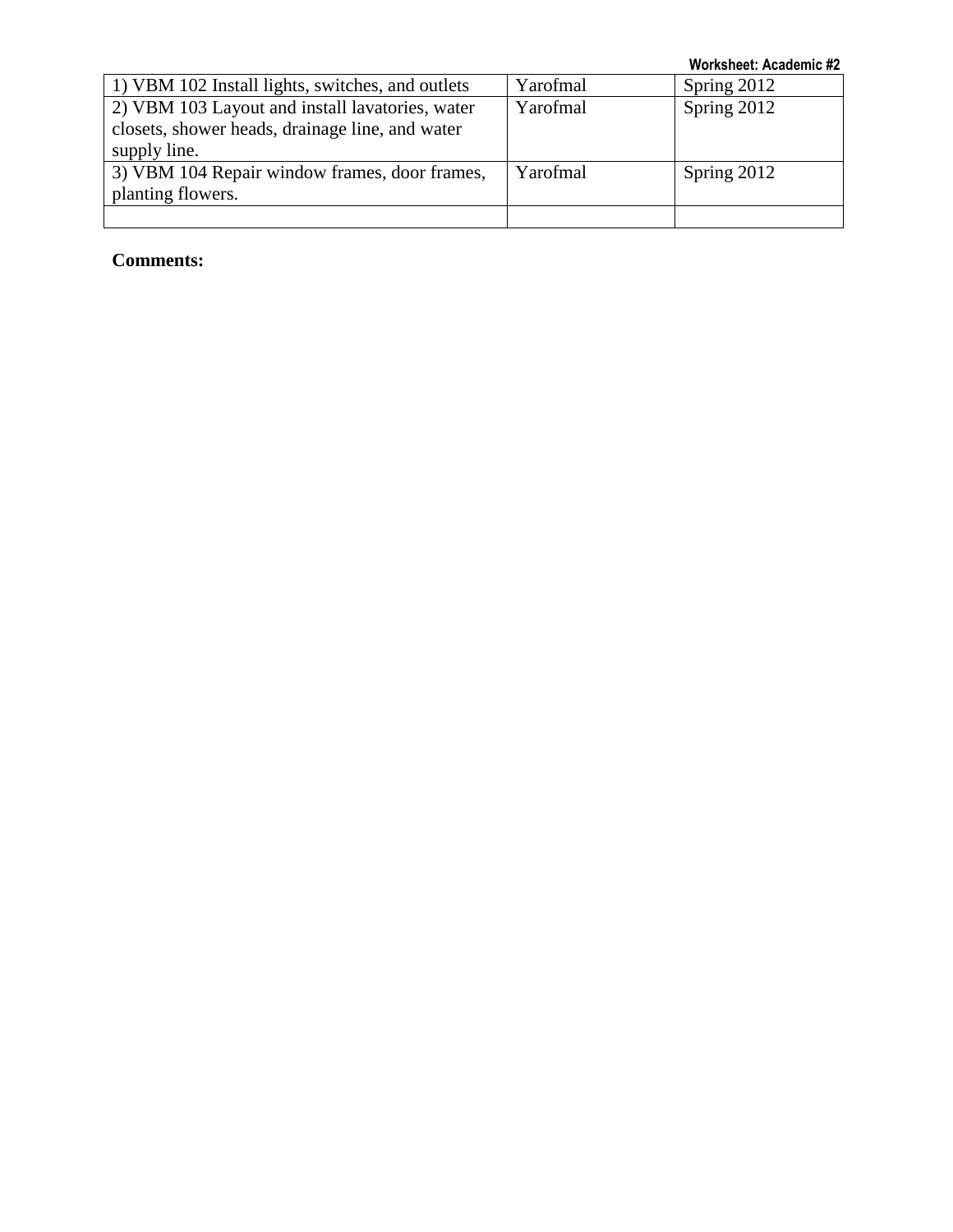| | | |
|---|---|---|
| 1) VBM 102 Install lights, switches, and outlets | Yarofmal | Spring 2012 |
| 2) VBM 103 Layout and install lavatories, water closets, shower heads, drainage line, and water supply line. | Yarofmal | Spring 2012 |
| 3) VBM 104 Repair window frames, door frames, planting flowers. | Yarofmal | Spring 2012 |
| | | |

**Comments:**